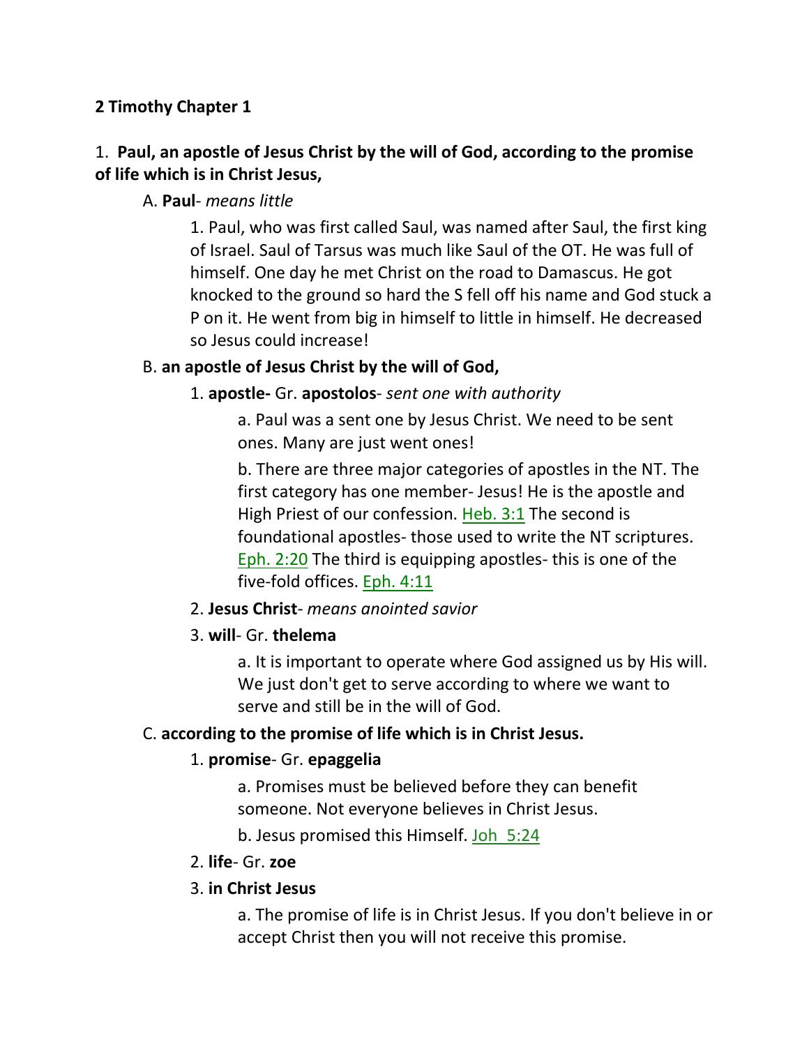**2 Timothy Chapter 1**

1. **Paul, an apostle of Jesus Christ by the will of God, according to the promise of life which is in Christ Jesus,**

A. **Paul**- *means little*

1. Paul, who was first called Saul, was named after Saul, the first king of Israel. Saul of Tarsus was much like Saul of the OT. He was full of himself. One day he met Christ on the road to Damascus. He got knocked to the ground so hard the S fell off his name and God stuck a P on it. He went from big in himself to little in himself. He decreased so Jesus could increase!

B. **an apostle of Jesus Christ by the will of God,**

1. **apostle-** Gr. **apostolos**- *sent one with authority*

a. Paul was a sent one by Jesus Christ. We need to be sent ones. Many are just went ones!

b. There are three major categories of apostles in the NT. The first category has one member- Jesus! He is the apostle and High Priest of our confession. Heb. 3:1 The second is foundational apostles- those used to write the NT scriptures. Eph. 2:20 The third is equipping apostles- this is one of the five-fold offices. Eph. 4:11

2. **Jesus Christ**- *means anointed savior*

3. **will**- Gr. **thelema**

a. It is important to operate where God assigned us by His will. We just don't get to serve according to where we want to serve and still be in the will of God.

C. **according to the promise of life which is in Christ Jesus.**

1. **promise**- Gr. **epaggelia**

a. Promises must be believed before they can benefit someone. Not everyone believes in Christ Jesus.

b. Jesus promised this Himself. Joh 5:24

2. **life**- Gr. **zoe**

3. **in Christ Jesus**

a. The promise of life is in Christ Jesus. If you don't believe in or accept Christ then you will not receive this promise.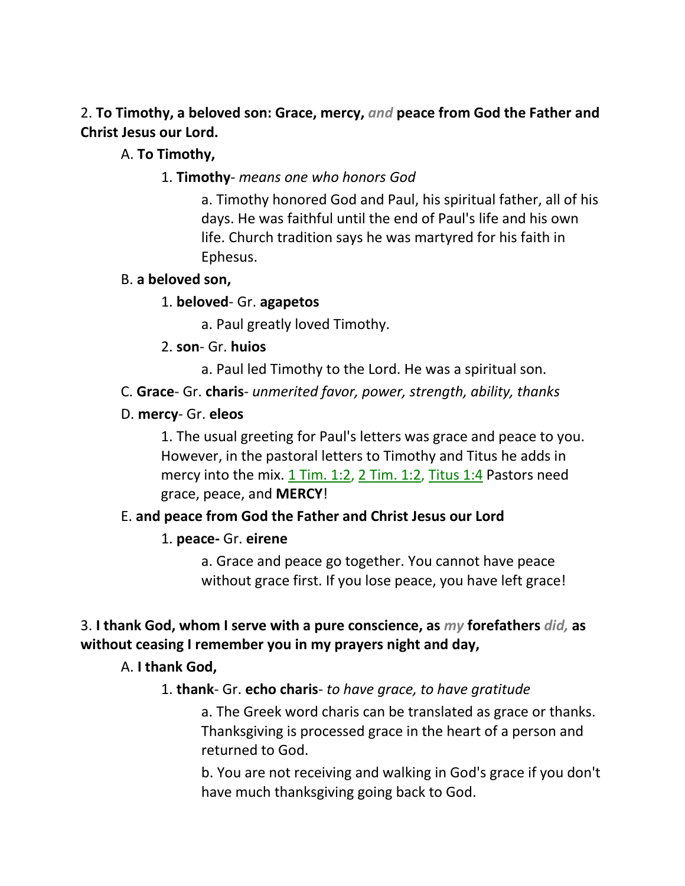2. **To Timothy, a beloved son: Grace, mercy,** ***and*** **peace from God the Father and Christ Jesus our Lord.**

A. **To Timothy,**

1. **Timothy**- *means one who honors God*

a. Timothy honored God and Paul, his spiritual father, all of his days. He was faithful until the end of Paul's life and his own life. Church tradition says he was martyred for his faith in Ephesus.

B. **a beloved son,**

1. **beloved**- Gr. **agapetos**

a. Paul greatly loved Timothy.

2. **son**- Gr. **huios**

a. Paul led Timothy to the Lord. He was a spiritual son.

C. **Grace**- Gr. **charis**- *unmerited favor, power, strength, ability, thanks*

D. **mercy**- Gr. **eleos**

1. The usual greeting for Paul's letters was grace and peace to you. However, in the pastoral letters to Timothy and Titus he adds in mercy into the mix. 1 Tim. 1:2, 2 Tim. 1:2, Titus 1:4 Pastors need grace, peace, and **MERCY**!

E. **and peace from God the Father and Christ Jesus our Lord**

1. **peace-** Gr. **eirene**

a. Grace and peace go together. You cannot have peace without grace first. If you lose peace, you have left grace!

3. **I thank God, whom I serve with a pure conscience, as** ***my*** **forefathers** ***did,*** **as without ceasing I remember you in my prayers night and day,**

A. **I thank God,**

1. **thank**- Gr. **echo charis**- *to have grace, to have gratitude*

a. The Greek word charis can be translated as grace or thanks. Thanksgiving is processed grace in the heart of a person and returned to God.

b. You are not receiving and walking in God's grace if you don't have much thanksgiving going back to God.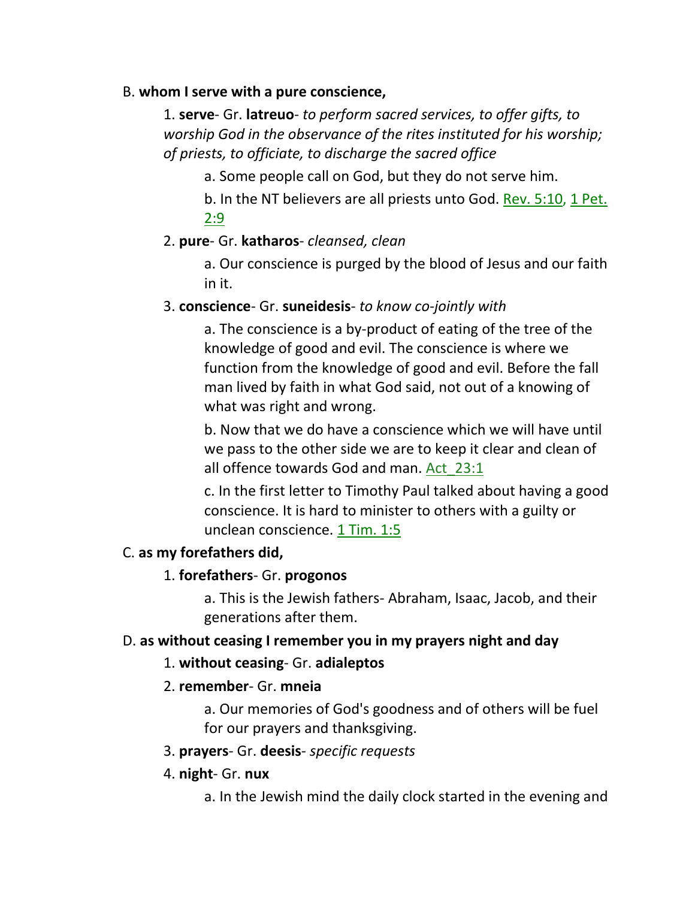B. **whom I serve with a pure conscience,**

1. **serve**- Gr. **latreuo**- *to perform sacred services, to offer gifts, to worship God in the observance of the rites instituted for his worship; of priests, to officiate, to discharge the sacred office*

    a. Some people call on God, but they do not serve him.

    b. In the NT believers are all priests unto God. Rev. 5:10, 1 Pet. 2:9

2. **pure**- Gr. **katharos**- *cleansed, clean*

    a. Our conscience is purged by the blood of Jesus and our faith in it.

3. **conscience**- Gr. **suneidesis**- *to know co-jointly with*

    a. The conscience is a by-product of eating of the tree of the knowledge of good and evil. The conscience is where we function from the knowledge of good and evil. Before the fall man lived by faith in what God said, not out of a knowing of what was right and wrong.

    b. Now that we do have a conscience which we will have until we pass to the other side we are to keep it clear and clean of all offence towards God and man. Act_23:1

    c. In the first letter to Timothy Paul talked about having a good conscience. It is hard to minister to others with a guilty or unclean conscience. 1 Tim. 1:5

C. **as my forefathers did,**

1. **forefathers**- Gr. **progonos**

    a. This is the Jewish fathers- Abraham, Isaac, Jacob, and their generations after them.

D. **as without ceasing I remember you in my prayers night and day**

1. **without ceasing**- Gr. **adialeptos**

2. **remember**- Gr. **mneia**

    a. Our memories of God's goodness and of others will be fuel for our prayers and thanksgiving.

3. **prayers**- Gr. **deesis**- *specific requests*

4. **night**- Gr. **nux**

    a. In the Jewish mind the daily clock started in the evening and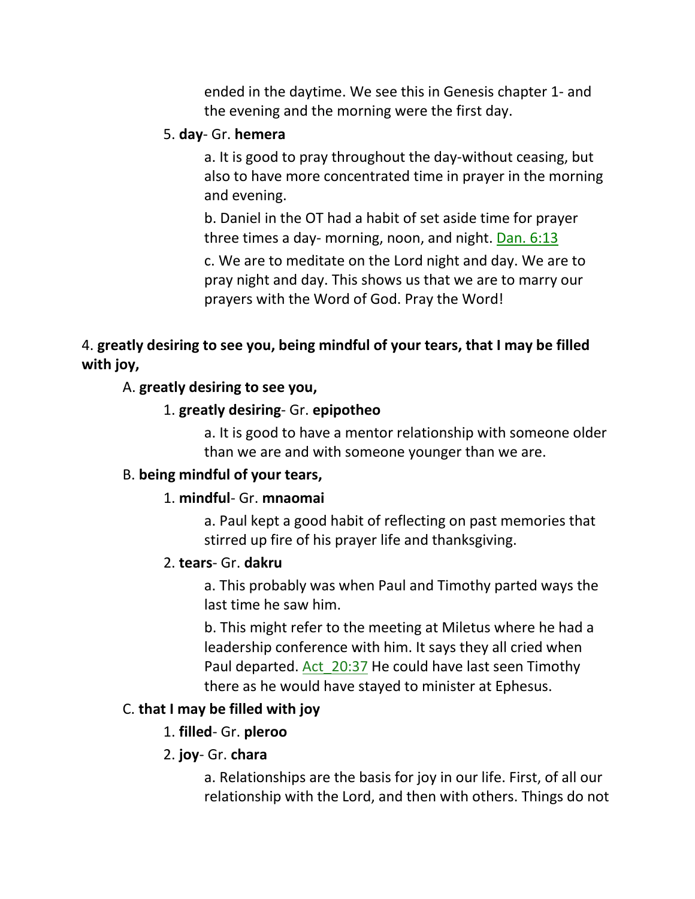ended in the daytime. We see this in Genesis chapter 1- and the evening and the morning were the first day.

5. **day**- Gr. **hemera**

a. It is good to pray throughout the day-without ceasing, but also to have more concentrated time in prayer in the morning and evening.

b. Daniel in the OT had a habit of set aside time for prayer three times a day- morning, noon, and night. Dan. 6:13

c. We are to meditate on the Lord night and day. We are to pray night and day. This shows us that we are to marry our prayers with the Word of God. Pray the Word!

4. **greatly desiring to see you, being mindful of your tears, that I may be filled with joy,**

A. **greatly desiring to see you,**

1. **greatly desiring**- Gr. **epipotheo**

a. It is good to have a mentor relationship with someone older than we are and with someone younger than we are.

B. **being mindful of your tears,**

1. **mindful**- Gr. **mnaomai**

a. Paul kept a good habit of reflecting on past memories that stirred up fire of his prayer life and thanksgiving.

2. **tears**- Gr. **dakru**

a. This probably was when Paul and Timothy parted ways the last time he saw him.

b. This might refer to the meeting at Miletus where he had a leadership conference with him. It says they all cried when Paul departed. Act_20:37 He could have last seen Timothy there as he would have stayed to minister at Ephesus.

C. **that I may be filled with joy**

1. **filled**- Gr. **pleroo**

2. **joy**- Gr. **chara**

a. Relationships are the basis for joy in our life. First, of all our relationship with the Lord, and then with others. Things do not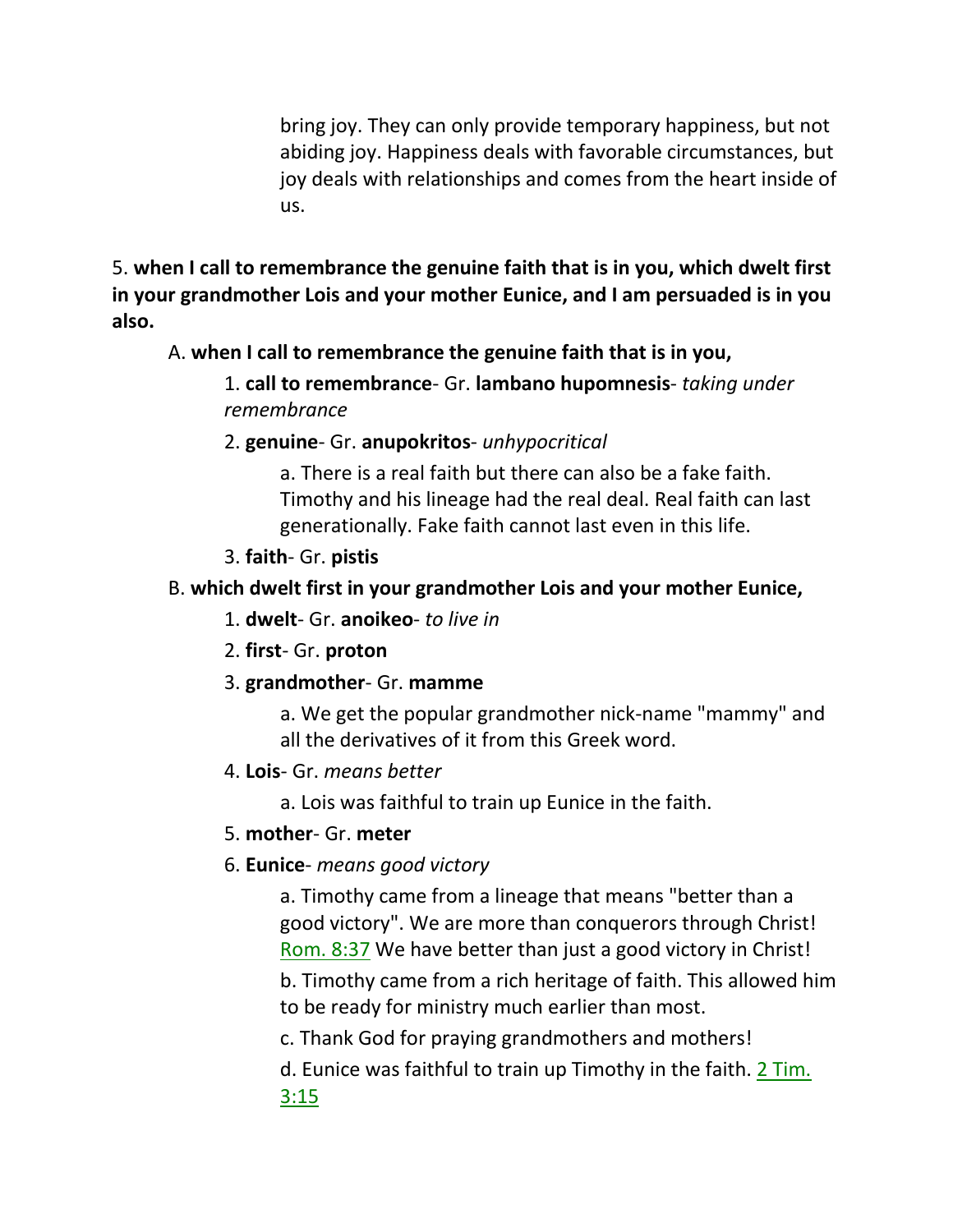bring joy. They can only provide temporary happiness, but not abiding joy. Happiness deals with favorable circumstances, but joy deals with relationships and comes from the heart inside of us.

5. **when I call to remembrance the genuine faith that is in you, which dwelt first in your grandmother Lois and your mother Eunice, and I am persuaded is in you also.**

A. **when I call to remembrance the genuine faith that is in you,**

1. **call to remembrance**- Gr. **lambano hupomnesis**- *taking under remembrance*

2. **genuine**- Gr. **anupokritos**- *unhypocritical*

a. There is a real faith but there can also be a fake faith. Timothy and his lineage had the real deal. Real faith can last generationally. Fake faith cannot last even in this life.

3. **faith**- Gr. **pistis**

B. **which dwelt first in your grandmother Lois and your mother Eunice,**

1. **dwelt**- Gr. **anoikeo**- *to live in*

2. **first**- Gr. **proton**

3. **grandmother**- Gr. **mamme**

a. We get the popular grandmother nick-name "mammy" and all the derivatives of it from this Greek word.

4. **Lois**- Gr. *means better*

a. Lois was faithful to train up Eunice in the faith.

5. **mother**- Gr. **meter**

6. **Eunice**- *means good victory*

a. Timothy came from a lineage that means "better than a good victory". We are more than conquerors through Christ! Rom. 8:37 We have better than just a good victory in Christ!

b. Timothy came from a rich heritage of faith. This allowed him to be ready for ministry much earlier than most.

c. Thank God for praying grandmothers and mothers!

d. Eunice was faithful to train up Timothy in the faith. 2 Tim. 3:15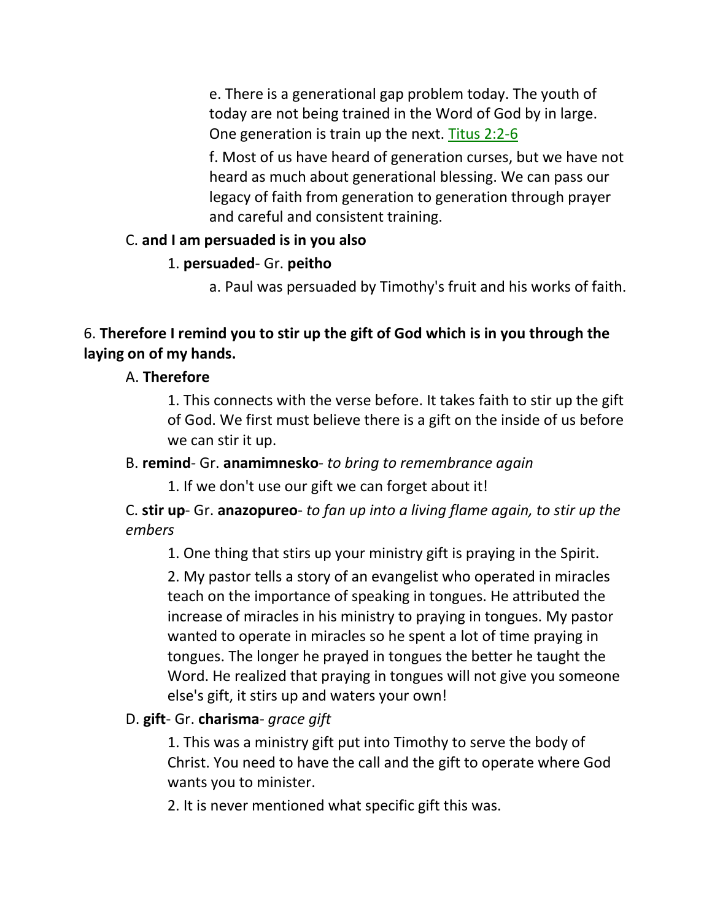e. There is a generational gap problem today. The youth of today are not being trained in the Word of God by in large. One generation is train up the next. Titus 2:2-6

f. Most of us have heard of generation curses, but we have not heard as much about generational blessing. We can pass our legacy of faith from generation to generation through prayer and careful and consistent training.

C. **and I am persuaded is in you also**

1. **persuaded**- Gr. **peitho**

a. Paul was persuaded by Timothy's fruit and his works of faith.

6. **Therefore I remind you to stir up the gift of God which is in you through the laying on of my hands.**

A. **Therefore**

1. This connects with the verse before. It takes faith to stir up the gift of God. We first must believe there is a gift on the inside of us before we can stir it up.

B. **remind**- Gr. **anamimnesko**- *to bring to remembrance again*

1. If we don't use our gift we can forget about it!

C. **stir up**- Gr. **anazopureo**- *to fan up into a living flame again, to stir up the embers*

1. One thing that stirs up your ministry gift is praying in the Spirit.

2. My pastor tells a story of an evangelist who operated in miracles teach on the importance of speaking in tongues. He attributed the increase of miracles in his ministry to praying in tongues. My pastor wanted to operate in miracles so he spent a lot of time praying in tongues. The longer he prayed in tongues the better he taught the Word. He realized that praying in tongues will not give you someone else's gift, it stirs up and waters your own!

D. **gift**- Gr. **charisma**- *grace gift*

1. This was a ministry gift put into Timothy to serve the body of Christ. You need to have the call and the gift to operate where God wants you to minister.

2. It is never mentioned what specific gift this was.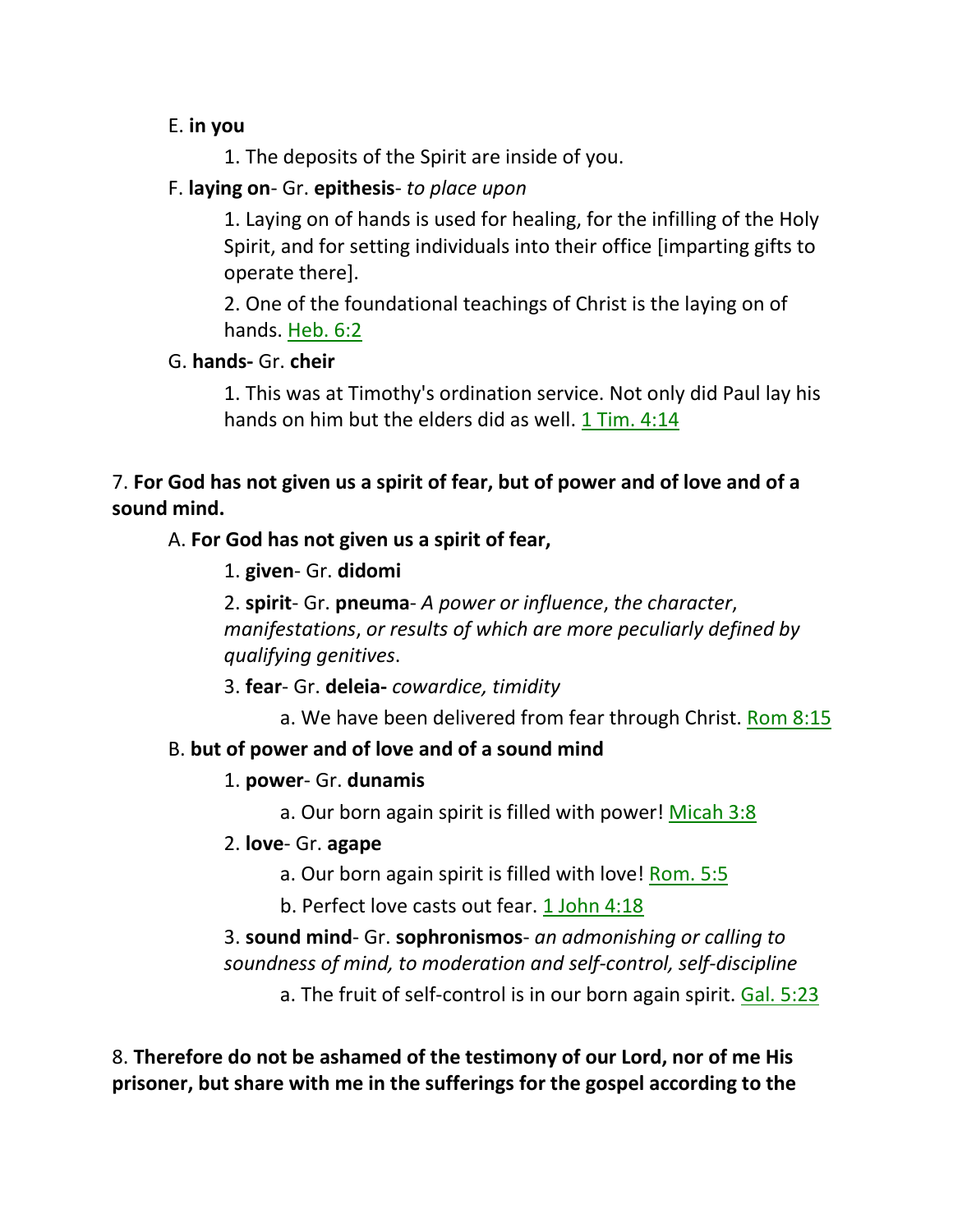E. **in you**

1. The deposits of the Spirit are inside of you.

F. **laying on**- Gr. **epithesis**- *to place upon*

1. Laying on of hands is used for healing, for the infilling of the Holy Spirit, and for setting individuals into their office [imparting gifts to operate there].

2. One of the foundational teachings of Christ is the laying on of hands. Heb. 6:2

G. **hands-** Gr. **cheir**

1. This was at Timothy's ordination service. Not only did Paul lay his hands on him but the elders did as well. 1 Tim. 4:14

7. **For God has not given us a spirit of fear, but of power and of love and of a sound mind.**

A. **For God has not given us a spirit of fear,**

1. **given**- Gr. **didomi**

2. **spirit**- Gr. **pneuma**- *A power or influence*, *the character*, *manifestations*, *or results of which are more peculiarly defined by qualifying genitives*.

3. **fear**- Gr. **deleia-** *cowardice, timidity*

a. We have been delivered from fear through Christ. Rom 8:15

B. **but of power and of love and of a sound mind**

1. **power**- Gr. **dunamis**

a. Our born again spirit is filled with power! Micah 3:8

2. **love**- Gr. **agape**

a. Our born again spirit is filled with love! Rom. 5:5

b. Perfect love casts out fear. 1 John 4:18

3. **sound mind**- Gr. **sophronismos**- *an admonishing or calling to soundness of mind, to moderation and self-control, self-discipline*

a. The fruit of self-control is in our born again spirit. Gal. 5:23

8. **Therefore do not be ashamed of the testimony of our Lord, nor of me His prisoner, but share with me in the sufferings for the gospel according to the**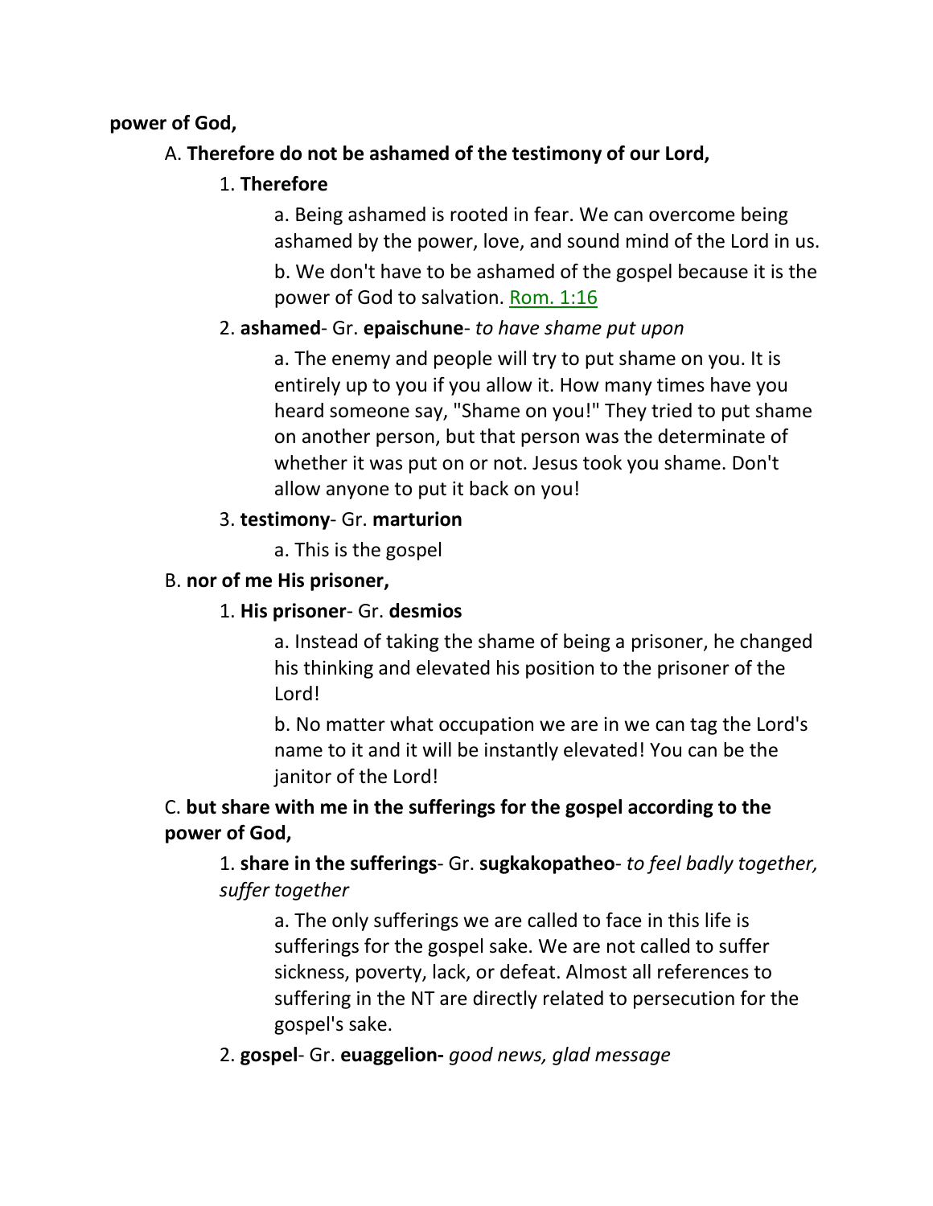**power of God,**

A. **Therefore do not be ashamed of the testimony of our Lord,**

1. **Therefore**

a. Being ashamed is rooted in fear. We can overcome being ashamed by the power, love, and sound mind of the Lord in us.

b. We don't have to be ashamed of the gospel because it is the power of God to salvation. Rom. 1:16

2. **ashamed**- Gr. **epaischune**- *to have shame put upon*

a. The enemy and people will try to put shame on you. It is entirely up to you if you allow it. How many times have you heard someone say, "Shame on you!" They tried to put shame on another person, but that person was the determinate of whether it was put on or not. Jesus took you shame. Don't allow anyone to put it back on you!

3. **testimony**- Gr. **marturion**

a. This is the gospel

B. **nor of me His prisoner,**

1. **His prisoner**- Gr. **desmios**

a. Instead of taking the shame of being a prisoner, he changed his thinking and elevated his position to the prisoner of the Lord!

b. No matter what occupation we are in we can tag the Lord's name to it and it will be instantly elevated! You can be the janitor of the Lord!

C. **but share with me in the sufferings for the gospel according to the power of God,**

1. **share in the sufferings**- Gr. **sugkakopatheo**- *to feel badly together, suffer together*

a. The only sufferings we are called to face in this life is sufferings for the gospel sake. We are not called to suffer sickness, poverty, lack, or defeat. Almost all references to suffering in the NT are directly related to persecution for the gospel's sake.

2. **gospel**- Gr. **euaggelion-** *good news, glad message*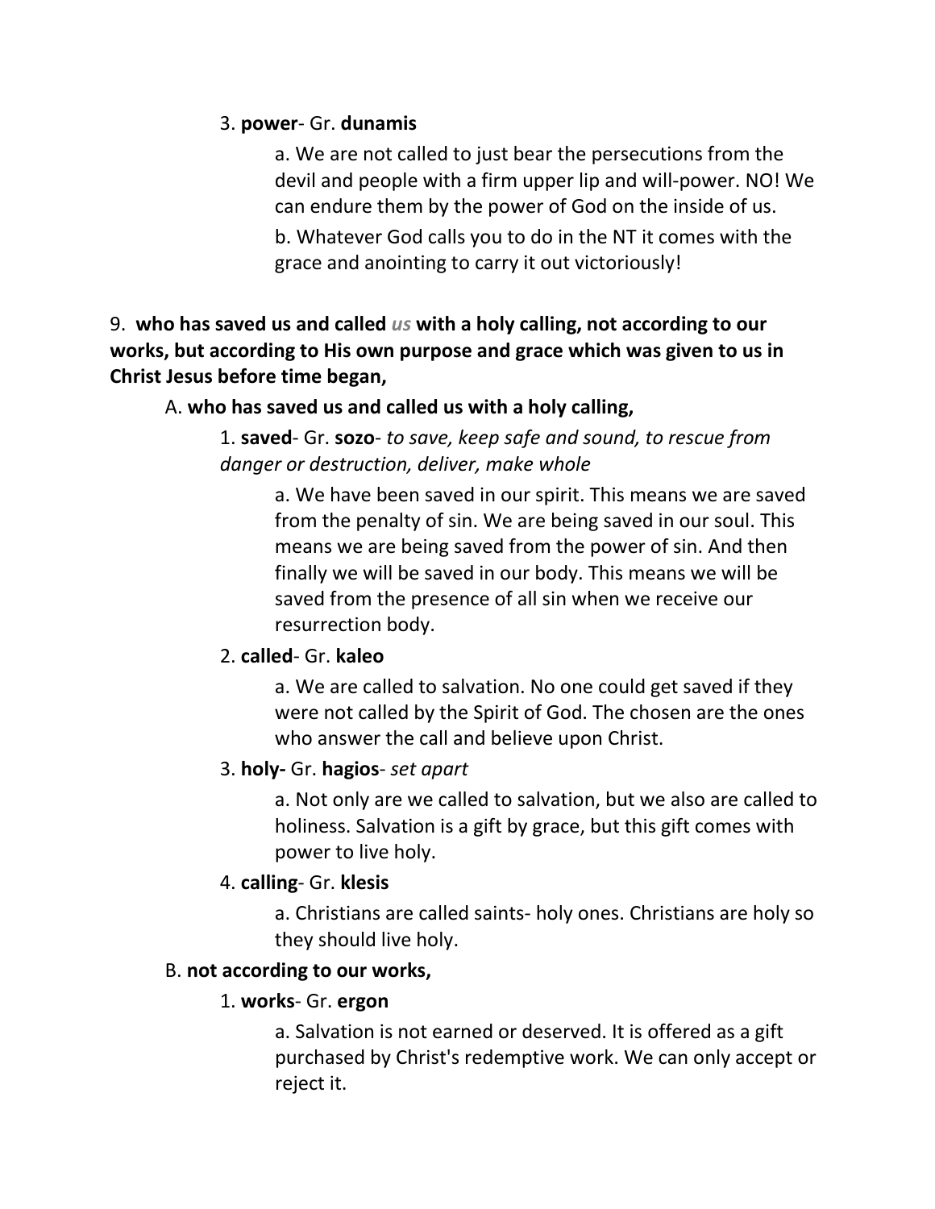3. **power**- Gr. **dunamis**

a. We are not called to just bear the persecutions from the devil and people with a firm upper lip and will-power. NO! We can endure them by the power of God on the inside of us.

b. Whatever God calls you to do in the NT it comes with the grace and anointing to carry it out victoriously!

9. **who has saved us and called *us* with a holy calling, not according to our works, but according to His own purpose and grace which was given to us in Christ Jesus before time began,**

A. **who has saved us and called us with a holy calling,**

1. **saved**- Gr. **sozo**- *to save, keep safe and sound, to rescue from danger or destruction, deliver, make whole*

a. We have been saved in our spirit. This means we are saved from the penalty of sin. We are being saved in our soul. This means we are being saved from the power of sin. And then finally we will be saved in our body. This means we will be saved from the presence of all sin when we receive our resurrection body.

2. **called**- Gr. **kaleo**

a. We are called to salvation. No one could get saved if they were not called by the Spirit of God. The chosen are the ones who answer the call and believe upon Christ.

3. **holy-** Gr. **hagios**- *set apart*

a. Not only are we called to salvation, but we also are called to holiness. Salvation is a gift by grace, but this gift comes with power to live holy.

4. **calling**- Gr. **klesis**

a. Christians are called saints- holy ones. Christians are holy so they should live holy.

B. **not according to our works,**

1. **works**- Gr. **ergon**

a. Salvation is not earned or deserved. It is offered as a gift purchased by Christ's redemptive work. We can only accept or reject it.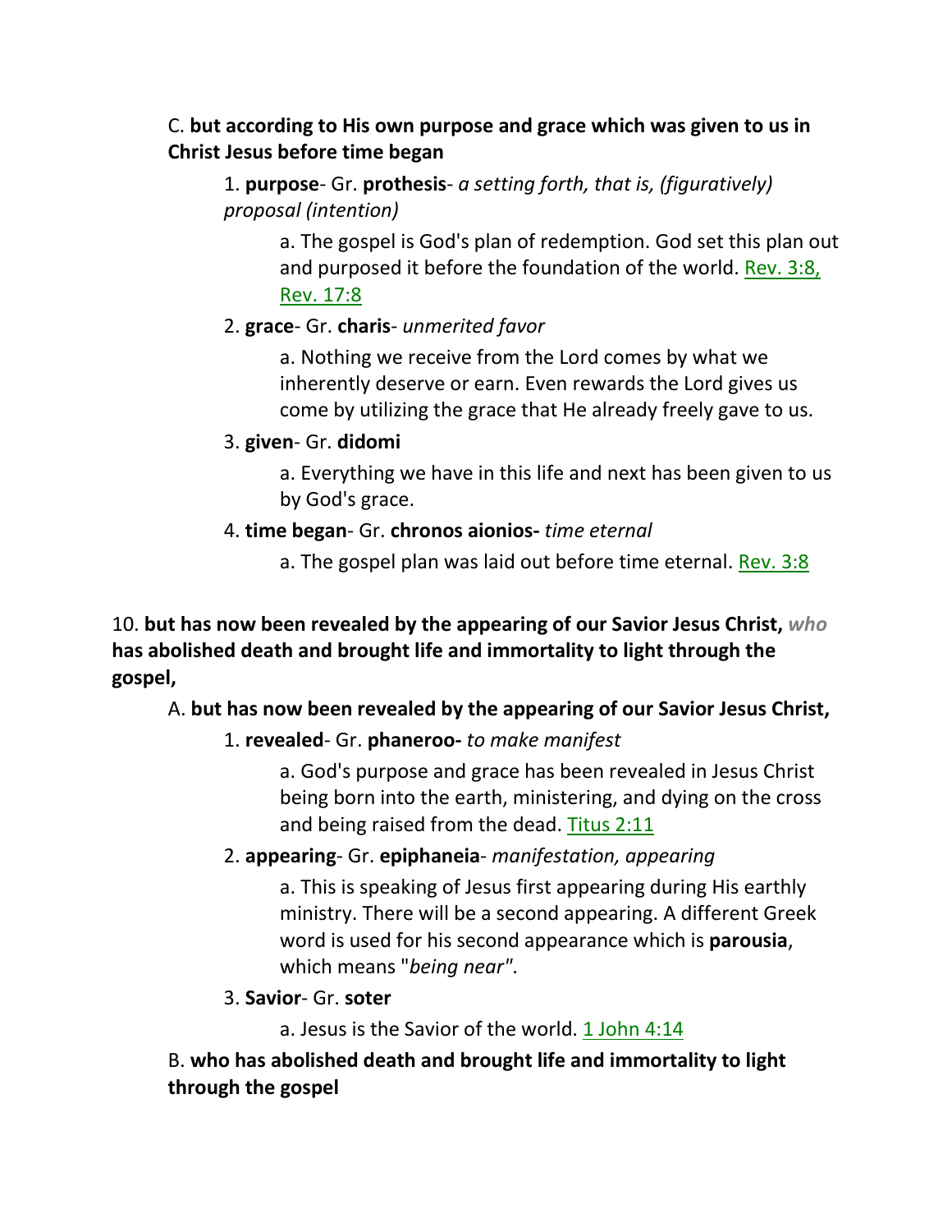C. **but according to His own purpose and grace which was given to us in Christ Jesus before time began**

1. **purpose**- Gr. **prothesis**- *a setting forth, that is, (figuratively) proposal (intention)*

    a. The gospel is God's plan of redemption. God set this plan out and purposed it before the foundation of the world. Rev. 3:8, Rev. 17:8

2. **grace**- Gr. **charis**- *unmerited favor*

    a. Nothing we receive from the Lord comes by what we inherently deserve or earn. Even rewards the Lord gives us come by utilizing the grace that He already freely gave to us.

3. **given**- Gr. **didomi**

    a. Everything we have in this life and next has been given to us by God's grace.

4. **time began**- Gr. **chronos aionios-** *time eternal*

    a. The gospel plan was laid out before time eternal. Rev. 3:8

10. **but has now been revealed by the appearing of our Savior Jesus Christ,** *who* **has abolished death and brought life and immortality to light through the gospel,**

A. **but has now been revealed by the appearing of our Savior Jesus Christ,**

1. **revealed**- Gr. **phaneroo-** *to make manifest*

    a. God's purpose and grace has been revealed in Jesus Christ being born into the earth, ministering, and dying on the cross and being raised from the dead. Titus 2:11

2. **appearing**- Gr. **epiphaneia**- *manifestation, appearing*

    a. This is speaking of Jesus first appearing during His earthly ministry. There will be a second appearing. A different Greek word is used for his second appearance which is **parousia**, which means "*being near"*.

3. **Savior**- Gr. **soter**

    a. Jesus is the Savior of the world. 1 John 4:14

B. **who has abolished death and brought life and immortality to light through the gospel**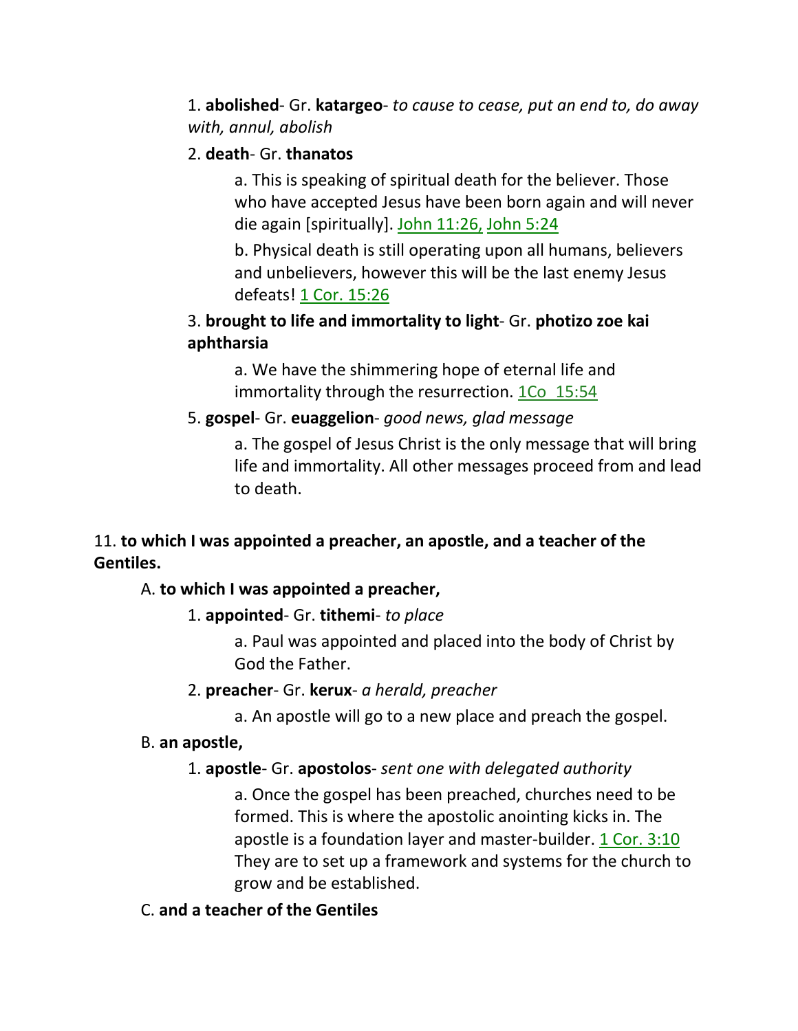1. **abolished**- Gr. **katargeo**- *to cause to cease, put an end to, do away with, annul, abolish*

2. **death**- Gr. **thanatos**

   a. This is speaking of spiritual death for the believer. Those who have accepted Jesus have been born again and will never die again [spiritually]. John 11:26, John 5:24

   b. Physical death is still operating upon all humans, believers and unbelievers, however this will be the last enemy Jesus defeats! 1 Cor. 15:26

3. **brought to life and immortality to light**- Gr. **photizo zoe kai aphtharsia**

   a. We have the shimmering hope of eternal life and immortality through the resurrection. 1Co 15:54

5. **gospel**- Gr. **euaggelion**- *good news, glad message*

   a. The gospel of Jesus Christ is the only message that will bring life and immortality. All other messages proceed from and lead to death.

11. **to which I was appointed a preacher, an apostle, and a teacher of the Gentiles.**

A. **to which I was appointed a preacher,**

1. **appointed**- Gr. **tithemi**- *to place*

   a. Paul was appointed and placed into the body of Christ by God the Father.

2. **preacher**- Gr. **kerux**- *a herald, preacher*

   a. An apostle will go to a new place and preach the gospel.

B. **an apostle,**

1. **apostle**- Gr. **apostolos**- *sent one with delegated authority*

   a. Once the gospel has been preached, churches need to be formed. This is where the apostolic anointing kicks in. The apostle is a foundation layer and master-builder. 1 Cor. 3:10 They are to set up a framework and systems for the church to grow and be established.

C. **and a teacher of the Gentiles**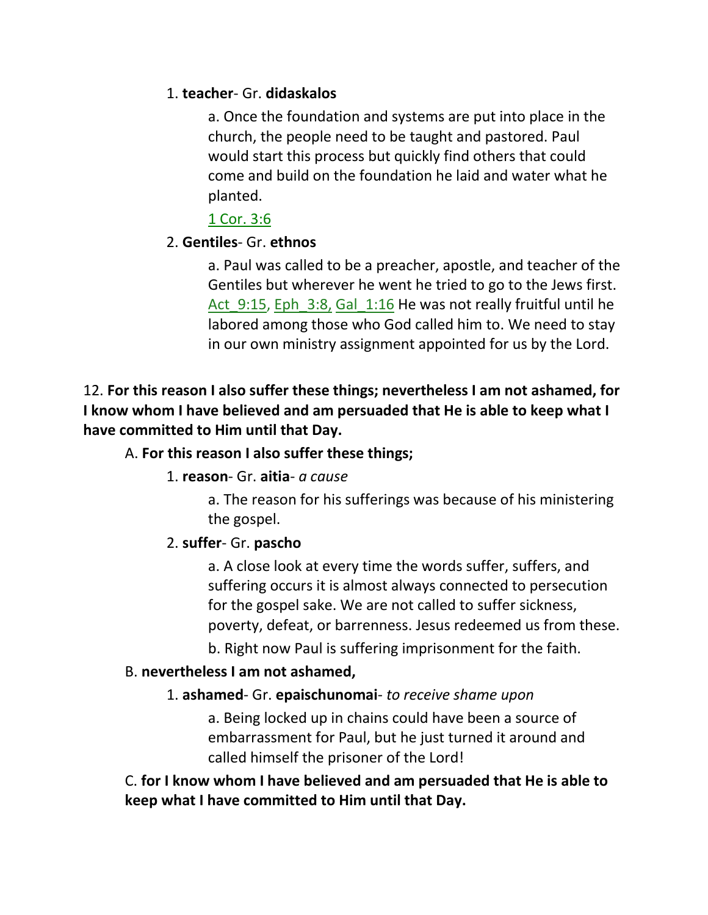1. **teacher**- Gr. **didaskalos**

   a. Once the foundation and systems are put into place in the church, the people need to be taught and pastored. Paul would start this process but quickly find others that could come and build on the foundation he laid and water what he planted.

   1 Cor. 3:6

2. **Gentiles**- Gr. **ethnos**

   a. Paul was called to be a preacher, apostle, and teacher of the Gentiles but wherever he went he tried to go to the Jews first. Act_9:15, Eph_3:8, Gal_1:16 He was not really fruitful until he labored among those who God called him to. We need to stay in our own ministry assignment appointed for us by the Lord.

12. **For this reason I also suffer these things; nevertheless I am not ashamed, for I know whom I have believed and am persuaded that He is able to keep what I have committed to Him until that Day.**

A. **For this reason I also suffer these things;**

1. **reason**- Gr. **aitia**- *a cause*

   a. The reason for his sufferings was because of his ministering the gospel.

2. **suffer**- Gr. **pascho**

   a. A close look at every time the words suffer, suffers, and suffering occurs it is almost always connected to persecution for the gospel sake. We are not called to suffer sickness, poverty, defeat, or barrenness. Jesus redeemed us from these.

   b. Right now Paul is suffering imprisonment for the faith.

B. **nevertheless I am not ashamed,**

1. **ashamed**- Gr. **epaischunomai**- *to receive shame upon*

   a. Being locked up in chains could have been a source of embarrassment for Paul, but he just turned it around and called himself the prisoner of the Lord!

C. **for I know whom I have believed and am persuaded that He is able to keep what I have committed to Him until that Day.**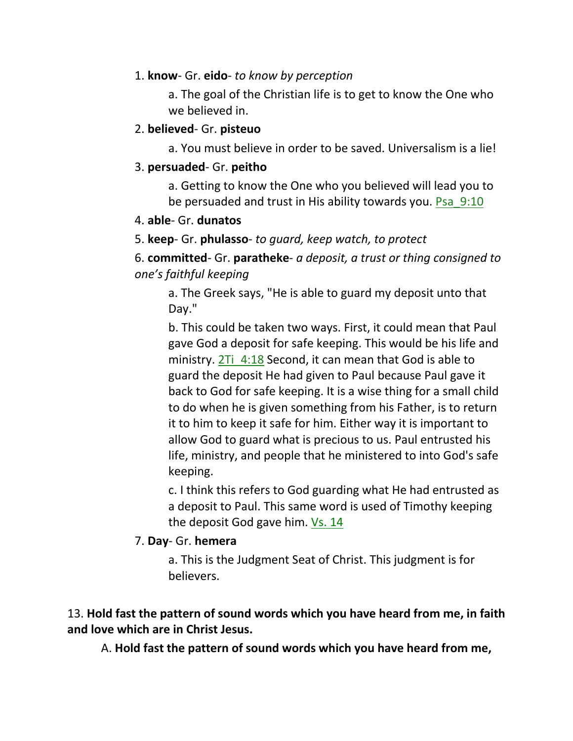1. **know**- Gr. **eido**- *to know by perception*

    a. The goal of the Christian life is to get to know the One who we believed in.

2. **believed**- Gr. **pisteuo**

    a. You must believe in order to be saved. Universalism is a lie!

3. **persuaded**- Gr. **peitho**

    a. Getting to know the One who you believed will lead you to be persuaded and trust in His ability towards you. Psa_9:10

4. **able**- Gr. **dunatos**

5. **keep**- Gr. **phulasso**- *to guard, keep watch, to protect*

6. **committed**- Gr. **paratheke**- *a deposit, a trust or thing consigned to one's faithful keeping*

    a. The Greek says, "He is able to guard my deposit unto that Day."

    b. This could be taken two ways. First, it could mean that Paul gave God a deposit for safe keeping. This would be his life and ministry. 2Ti_4:18 Second, it can mean that God is able to guard the deposit He had given to Paul because Paul gave it back to God for safe keeping. It is a wise thing for a small child to do when he is given something from his Father, is to return it to him to keep it safe for him. Either way it is important to allow God to guard what is precious to us. Paul entrusted his life, ministry, and people that he ministered to into God's safe keeping.

    c. I think this refers to God guarding what He had entrusted as a deposit to Paul. This same word is used of Timothy keeping the deposit God gave him. Vs. 14

7. **Day**- Gr. **hemera**

    a. This is the Judgment Seat of Christ. This judgment is for believers.

13. **Hold fast the pattern of sound words which you have heard from me, in faith and love which are in Christ Jesus.**

A. **Hold fast the pattern of sound words which you have heard from me,**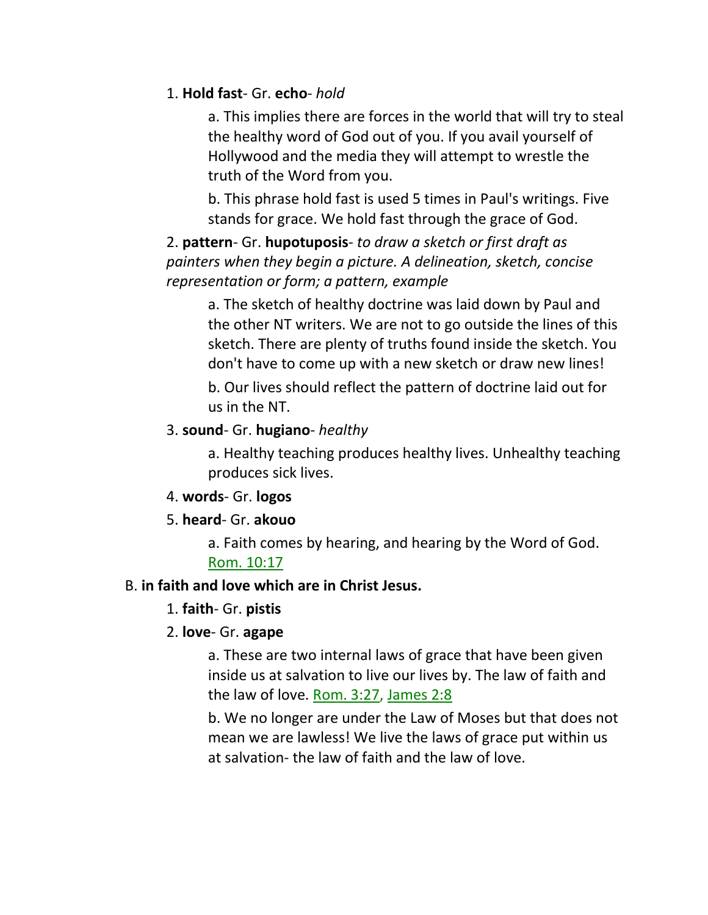1. **Hold fast**- Gr. **echo**- *hold*

    a. This implies there are forces in the world that will try to steal the healthy word of God out of you. If you avail yourself of Hollywood and the media they will attempt to wrestle the truth of the Word from you.

    b. This phrase hold fast is used 5 times in Paul's writings. Five stands for grace. We hold fast through the grace of God.

2. **pattern**- Gr. **hupotuposis**- *to draw a sketch or first draft as painters when they begin a picture. A delineation, sketch, concise representation or form; a pattern, example*

    a. The sketch of healthy doctrine was laid down by Paul and the other NT writers. We are not to go outside the lines of this sketch. There are plenty of truths found inside the sketch. You don't have to come up with a new sketch or draw new lines!

    b. Our lives should reflect the pattern of doctrine laid out for us in the NT.

3. **sound**- Gr. **hugiano**- *healthy*

    a. Healthy teaching produces healthy lives. Unhealthy teaching produces sick lives.

4. **words**- Gr. **logos**

5. **heard**- Gr. **akouo**

    a. Faith comes by hearing, and hearing by the Word of God. Rom. 10:17

B. **in faith and love which are in Christ Jesus.**

1. **faith**- Gr. **pistis**

2. **love**- Gr. **agape**

    a. These are two internal laws of grace that have been given inside us at salvation to live our lives by. The law of faith and the law of love. Rom. 3:27, James 2:8

    b. We no longer are under the Law of Moses but that does not mean we are lawless! We live the laws of grace put within us at salvation- the law of faith and the law of love.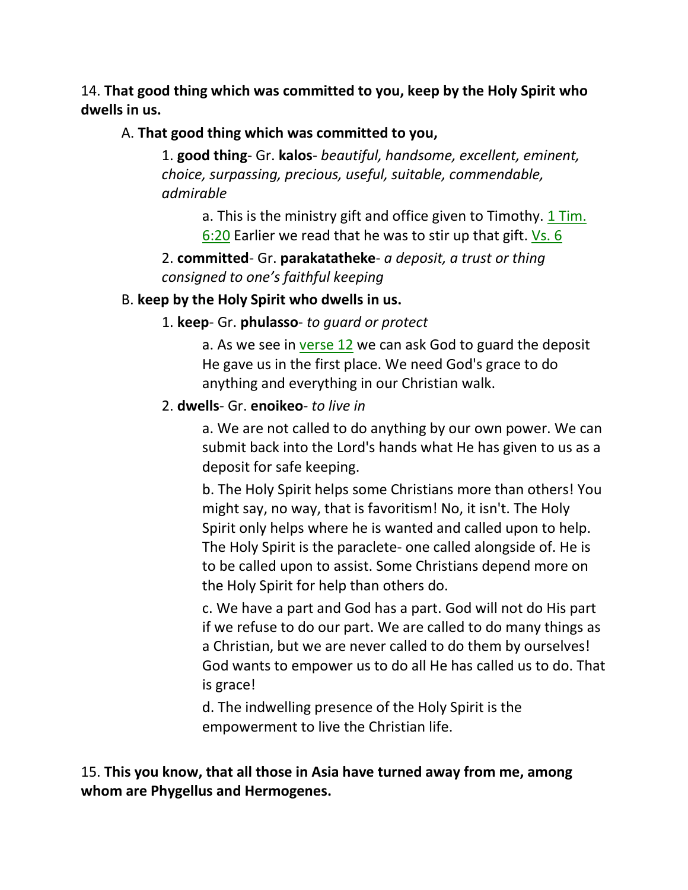14. **That good thing which was committed to you, keep by the Holy Spirit who dwells in us.**

A. **That good thing which was committed to you,**

1. **good thing**- Gr. **kalos**- *beautiful, handsome, excellent, eminent, choice, surpassing, precious, useful, suitable, commendable, admirable*

a. This is the ministry gift and office given to Timothy. 1 Tim. 6:20 Earlier we read that he was to stir up that gift. Vs. 6

2. **committed**- Gr. **parakatatheke**- *a deposit, a trust or thing consigned to one's faithful keeping*

B. **keep by the Holy Spirit who dwells in us.**

1. **keep**- Gr. **phulasso**- *to guard or protect*

a. As we see in verse 12 we can ask God to guard the deposit He gave us in the first place. We need God's grace to do anything and everything in our Christian walk.

2. **dwells**- Gr. **enoikeo**- *to live in*

a. We are not called to do anything by our own power. We can submit back into the Lord's hands what He has given to us as a deposit for safe keeping.

b. The Holy Spirit helps some Christians more than others! You might say, no way, that is favoritism! No, it isn't. The Holy Spirit only helps where he is wanted and called upon to help. The Holy Spirit is the paraclete- one called alongside of. He is to be called upon to assist. Some Christians depend more on the Holy Spirit for help than others do.

c. We have a part and God has a part. God will not do His part if we refuse to do our part. We are called to do many things as a Christian, but we are never called to do them by ourselves! God wants to empower us to do all He has called us to do. That is grace!

d. The indwelling presence of the Holy Spirit is the empowerment to live the Christian life.

15. **This you know, that all those in Asia have turned away from me, among whom are Phygellus and Hermogenes.**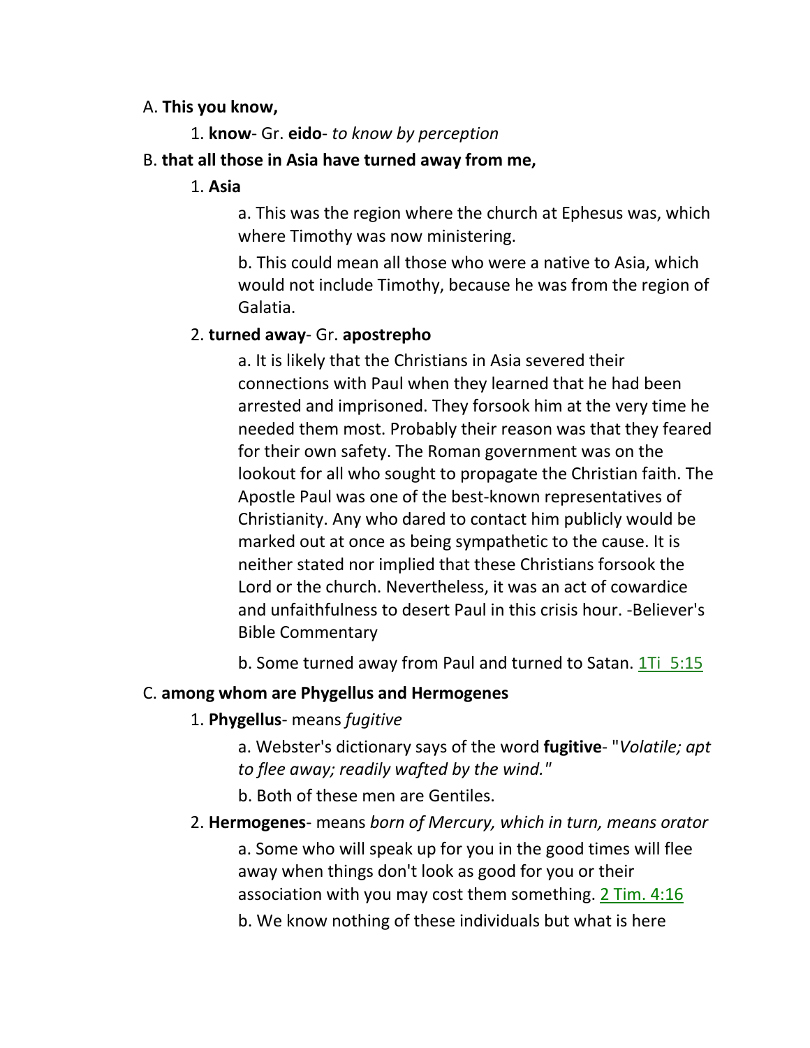A. **This you know,**

1. **know**- Gr. **eido**- *to know by perception*

B. **that all those in Asia have turned away from me,**

1. **Asia**

a. This was the region where the church at Ephesus was, which where Timothy was now ministering.

b. This could mean all those who were a native to Asia, which would not include Timothy, because he was from the region of Galatia.

2. **turned away**- Gr. **apostrepho**

a. It is likely that the Christians in Asia severed their connections with Paul when they learned that he had been arrested and imprisoned. They forsook him at the very time he needed them most. Probably their reason was that they feared for their own safety. The Roman government was on the lookout for all who sought to propagate the Christian faith. The Apostle Paul was one of the best-known representatives of Christianity. Any who dared to contact him publicly would be marked out at once as being sympathetic to the cause. It is neither stated nor implied that these Christians forsook the Lord or the church. Nevertheless, it was an act of cowardice and unfaithfulness to desert Paul in this crisis hour. -Believer's Bible Commentary

b. Some turned away from Paul and turned to Satan. 1Ti 5:15

C. **among whom are Phygellus and Hermogenes**

1. **Phygellus**- means *fugitive*

a. Webster's dictionary says of the word **fugitive**- "*Volatile; apt to flee away; readily wafted by the wind."*

b. Both of these men are Gentiles.

2. **Hermogenes**- means *born of Mercury, which in turn, means orator*

a. Some who will speak up for you in the good times will flee away when things don't look as good for you or their association with you may cost them something. 2 Tim. 4:16

b. We know nothing of these individuals but what is here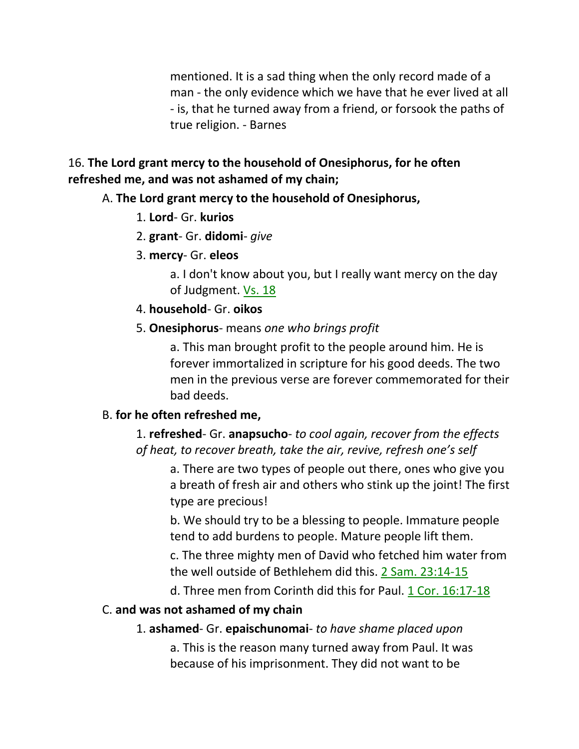mentioned. It is a sad thing when the only record made of a man - the only evidence which we have that he ever lived at all - is, that he turned away from a friend, or forsook the paths of true religion. - Barnes

16. **The Lord grant mercy to the household of Onesiphorus, for he often refreshed me, and was not ashamed of my chain;**

A. **The Lord grant mercy to the household of Onesiphorus,**

1. **Lord**- Gr. **kurios**

2. **grant**- Gr. **didomi**- *give*

3. **mercy**- Gr. **eleos**

a. I don't know about you, but I really want mercy on the day of Judgment. Vs. 18

4. **household**- Gr. **oikos**

5. **Onesiphorus**- means *one who brings profit*

a. This man brought profit to the people around him. He is forever immortalized in scripture for his good deeds. The two men in the previous verse are forever commemorated for their bad deeds.

B. **for he often refreshed me,**

1. **refreshed**- Gr. **anapsucho**- *to cool again, recover from the effects of heat, to recover breath, take the air, revive, refresh one's self*

a. There are two types of people out there, ones who give you a breath of fresh air and others who stink up the joint! The first type are precious!

b. We should try to be a blessing to people. Immature people tend to add burdens to people. Mature people lift them.

c. The three mighty men of David who fetched him water from the well outside of Bethlehem did this. 2 Sam. 23:14-15

d. Three men from Corinth did this for Paul. 1 Cor. 16:17-18

C. **and was not ashamed of my chain**

1. **ashamed**- Gr. **epaischunomai**- *to have shame placed upon*

a. This is the reason many turned away from Paul. It was because of his imprisonment. They did not want to be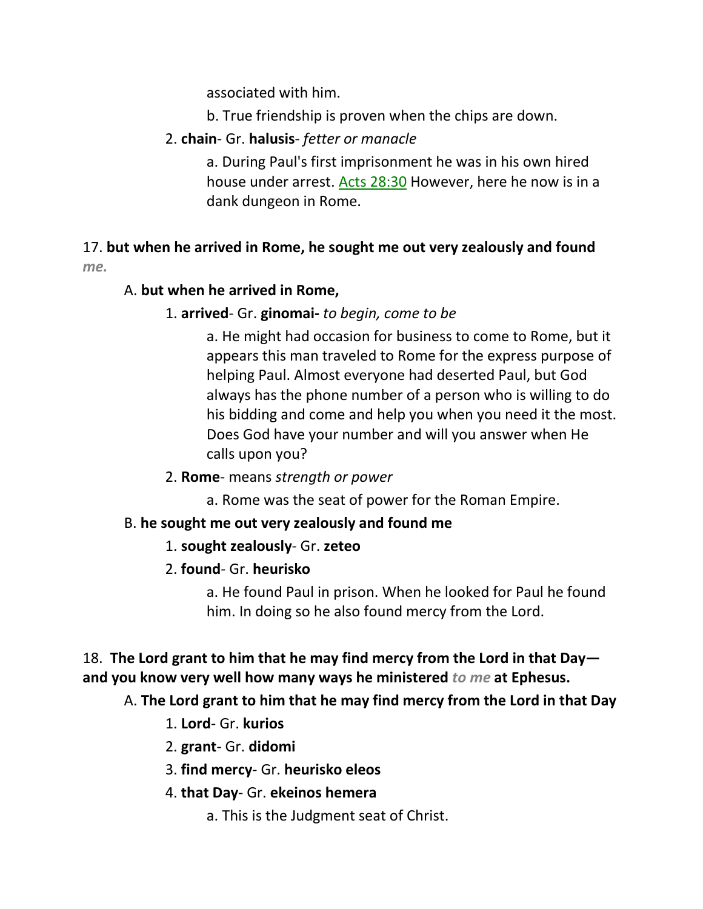associated with him.

b. True friendship is proven when the chips are down.

2. **chain**- Gr. **halusis**- *fetter or manacle*

a. During Paul's first imprisonment he was in his own hired house under arrest. Acts 28:30 However, here he now is in a dank dungeon in Rome.

17. **but when he arrived in Rome, he sought me out very zealously and found** ***me.***

A. **but when he arrived in Rome,**

1. **arrived**- Gr. **ginomai-** *to begin, come to be*

a. He might had occasion for business to come to Rome, but it appears this man traveled to Rome for the express purpose of helping Paul. Almost everyone had deserted Paul, but God always has the phone number of a person who is willing to do his bidding and come and help you when you need it the most. Does God have your number and will you answer when He calls upon you?

2. **Rome**- means *strength or power*

a. Rome was the seat of power for the Roman Empire.

B. **he sought me out very zealously and found me**

1. **sought zealously**- Gr. **zeteo**

2. **found**- Gr. **heurisko**

a. He found Paul in prison. When he looked for Paul he found him. In doing so he also found mercy from the Lord.

18. **The Lord grant to him that he may find mercy from the Lord in that Day—and you know very well how many ways he ministered** ***to me*** **at Ephesus.**

A. **The Lord grant to him that he may find mercy from the Lord in that Day**

1. **Lord**- Gr. **kurios**

2. **grant**- Gr. **didomi**

3. **find mercy**- Gr. **heurisko eleos**

4. **that Day**- Gr. **ekeinos hemera**

a. This is the Judgment seat of Christ.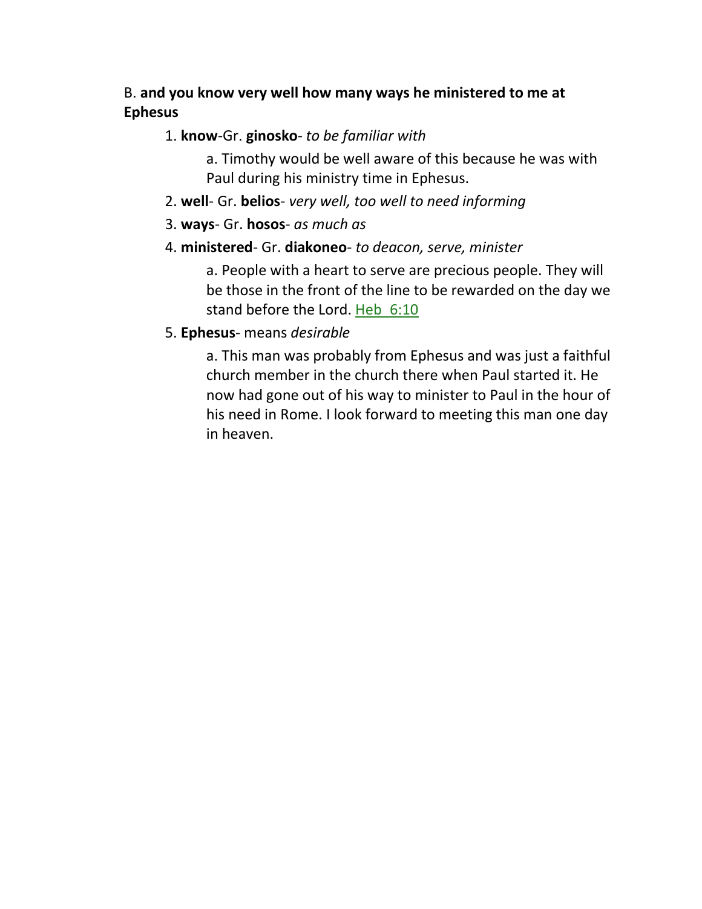B. **and you know very well how many ways he ministered to me at Ephesus**

1. **know**-Gr. **ginosko**- *to be familiar with*

   a. Timothy would be well aware of this because he was with Paul during his ministry time in Ephesus.

2. **well**- Gr. **belios**- *very well, too well to need informing*
3. **ways**- Gr. **hosos**- *as much as*
4. **ministered**- Gr. **diakoneo**- *to deacon, serve, minister*

   a. People with a heart to serve are precious people. They will be those in the front of the line to be rewarded on the day we stand before the Lord. Heb 6:10

5. **Ephesus**- means *desirable*

   a. This man was probably from Ephesus and was just a faithful church member in the church there when Paul started it. He now had gone out of his way to minister to Paul in the hour of his need in Rome. I look forward to meeting this man one day in heaven.